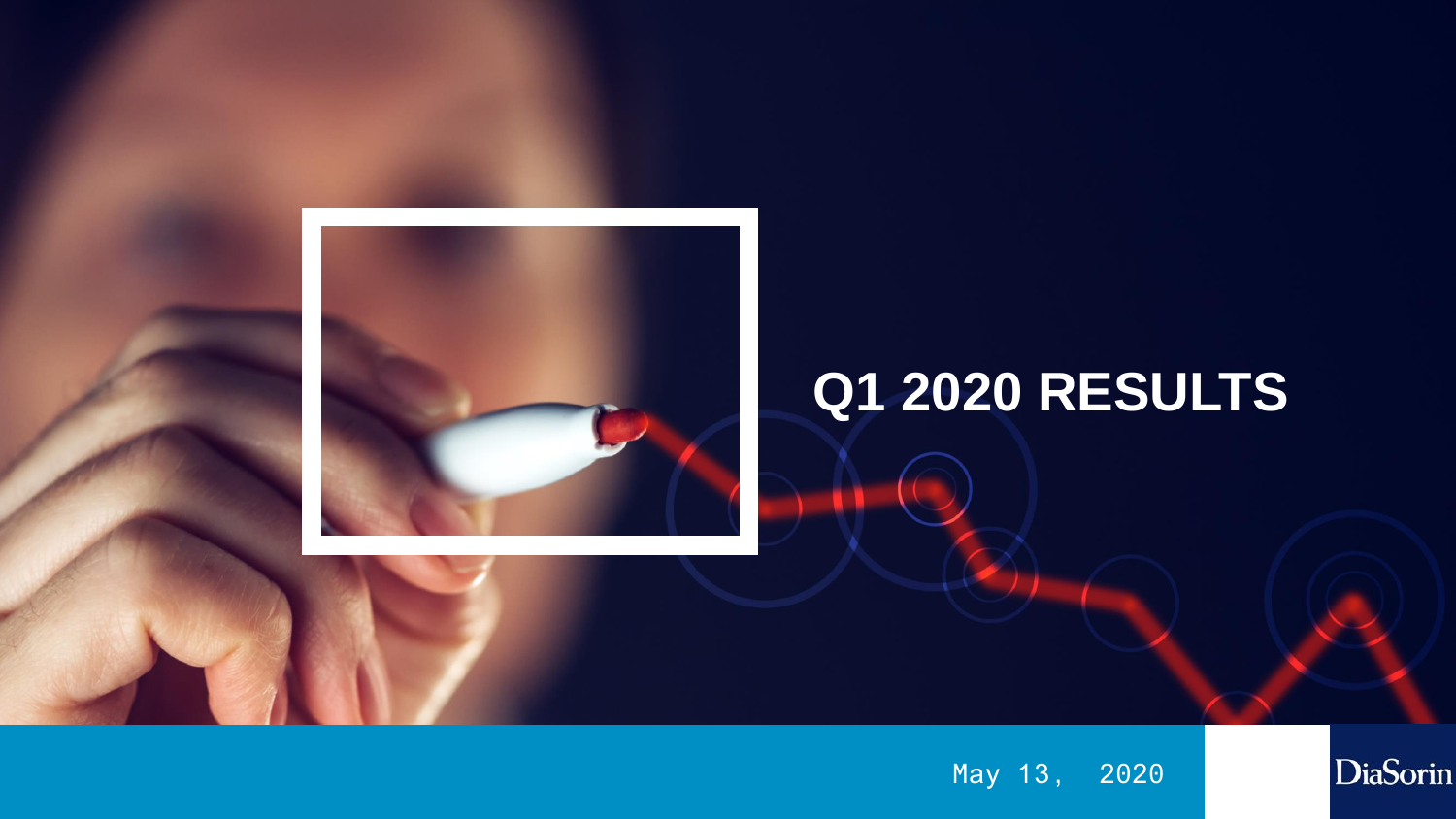# Q1 2020 RESULTS

May 13, 2020

DiaSorin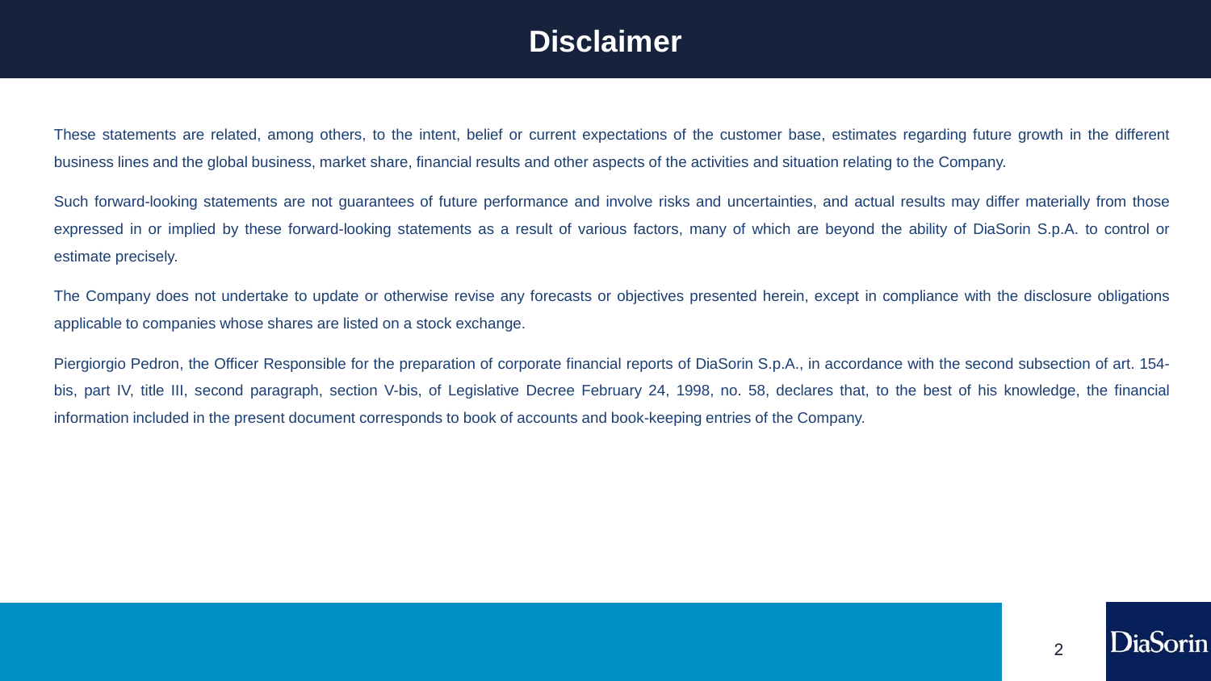# Disclaimer

These statements are related, among others, to the intent, belief or current expectations of the customer base, estimates regarding future growth in the different business lines and the global business, market share, financial results and other aspects of the activities and situation relating to the Company.

Such forward-looking statements are not guarantees of future performance and involve risks and uncertainties, and actual results may differ materially from those expressed in or implied by these forward-looking statements as a result of various factors, many of which are beyond the ability of DiaSorin S.p.A. to control or estimate precisely.

The Company does not undertake to update or otherwise revise any forecasts or objectives presented herein, except in compliance with the disclosure obligations applicable to companies whose shares are listed on a stock exchange.

Piergiorgio Pedron, the Officer Responsible for the preparation of corporate financial reports of DiaSorin S.p.A., in accordance with the second subsection of art. 154-bis, part IV, title III, second paragraph, section V-bis, of Legislative Decree February 24, 1998, no. 58, declares that, to the best of his knowledge, the financial information included in the present document corresponds to book of accounts and book-keeping entries of the Company.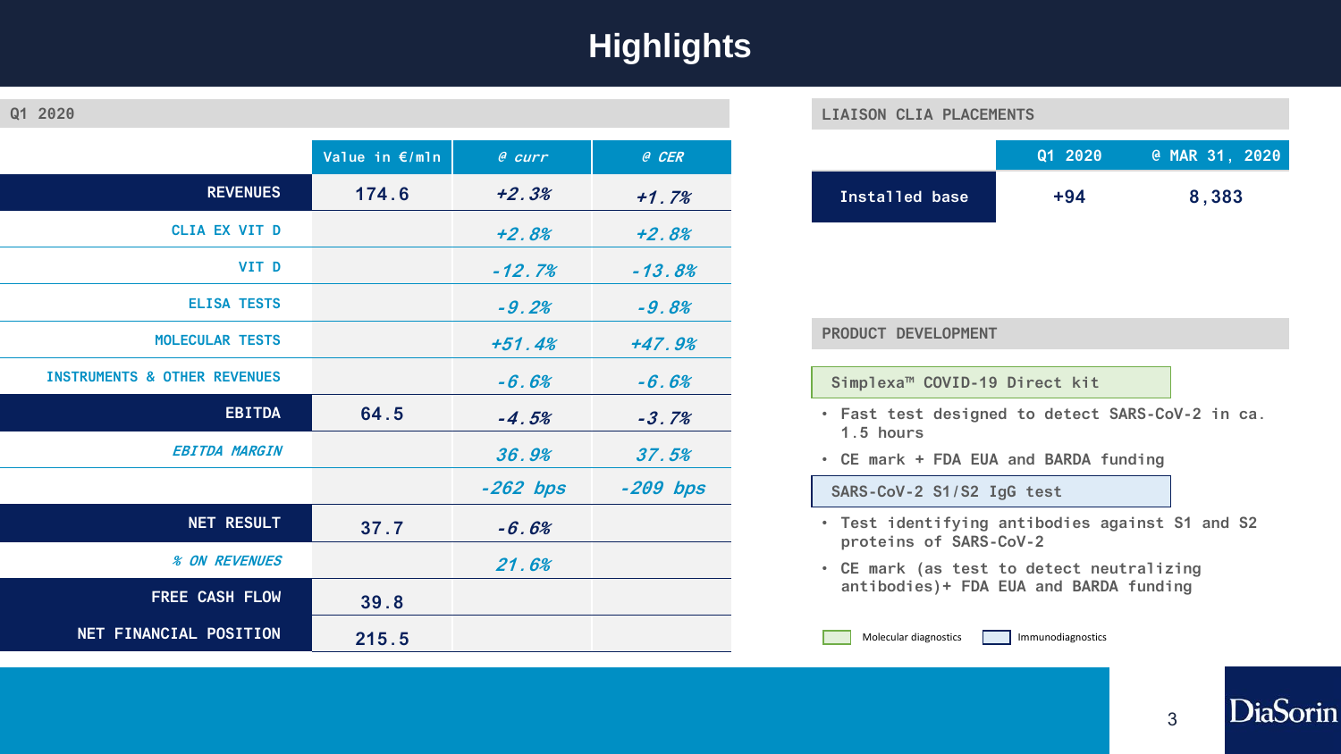# Highlights

## Q1 2020

| | Value in €/mln | @ curr | @ CER |
|---|---|---|---|
| **REVENUES** | 174.6 | *+2.3%* | *+1.7%* |
| CLIA EX VIT D | | *+2.8%* | *+2.8%* |
| VIT D | | *-12.7%* | *-13.8%* |
| ELISA TESTS | | *-9.2%* | *-9.8%* |
| MOLECULAR TESTS | | *+51.4%* | *+47.9%* |
| INSTRUMENTS & OTHER REVENUES | | *-6.6%* | *-6.6%* |
| **EBITDA** | 64.5 | *-4.5%* | *-3.7%* |
| *EBITDA MARGIN* | | *36.9%* | *37.5%* |
| | | *-262 bps* | *-209 bps* |
| **NET RESULT** | 37.7 | *-6.6%* | |
| *% ON REVENUES* | | *21.6%* | |
| **FREE CASH FLOW** | 39.8 | | |
| **NET FINANCIAL POSITION** | 215.5 | | |

## LIAISON CLIA PLACEMENTS

| | Q1 2020 | @ MAR 31, 2020 |
|---|---|---|
| Installed base | +94 | 8,383 |

## PRODUCT DEVELOPMENT

**Simplexa™ COVID-19 Direct kit** (Molecular diagnostics)

- Fast test designed to detect SARS-CoV-2 in ca. 1.5 hours
- CE mark + FDA EUA and BARDA funding

**SARS-CoV-2 S1/S2 IgG test** (Immunodiagnostics)

- Test identifying antibodies against S1 and S2 proteins of SARS-CoV-2
- CE mark (as test to detect neutralizing antibodies)+ FDA EUA and BARDA funding

Molecular diagnostics | Immunodiagnostics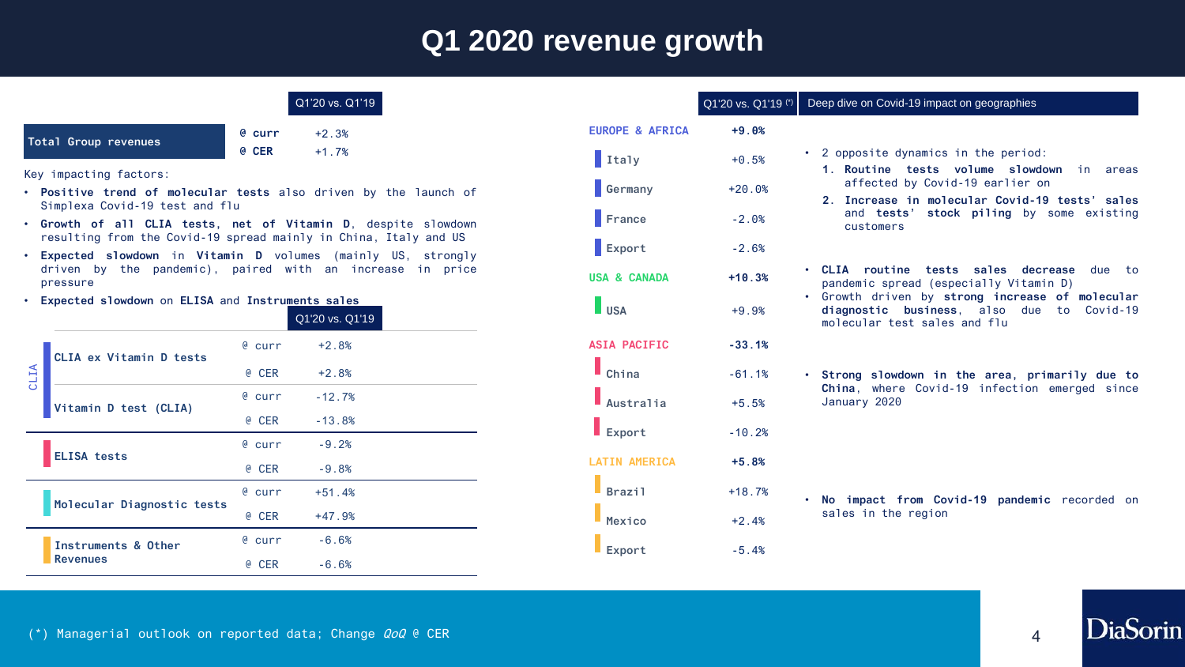# Q1 2020 revenue growth

| | | Q1'20 vs. Q1'19 |
|---|---|---|
| **Total Group revenues** | **@ curr** | +2.3% |
| | **@ CER** | +1.7% |

Key impacting factors:

- **Positive trend of molecular tests** also driven by the launch of Simplexa Covid-19 test and flu
- **Growth of all CLIA tests, net of Vitamin D**, despite slowdown resulting from the Covid-19 spread mainly in China, Italy and US
- **Expected slowdown in Vitamin D** volumes (mainly US, strongly driven by the pandemic), paired with an increase in price pressure
- **Expected slowdown on ELISA and Instruments sales**

| | | | Q1'20 vs. Q1'19 |
|---|---|---|---|
| CLIA | **CLIA ex Vitamin D tests** | @ curr | +2.8% |
| | | @ CER | +2.8% |
| | **Vitamin D test (CLIA)** | @ curr | -12.7% |
| | | @ CER | -13.8% |
| | **ELISA tests** | @ curr | -9.2% |
| | | @ CER | -9.8% |
| | **Molecular Diagnostic tests** | @ curr | +51.4% |
| | | @ CER | +47.9% |
| | **Instruments & Other Revenues** | @ curr | -6.6% |
| | | @ CER | -6.6% |

| | Q1'20 vs. Q1'19 (*) | Deep dive on Covid-19 impact on geographies |
|---|---|---|
| **EUROPE & AFRICA** | **+9.0%** | • 2 opposite dynamics in the period:<br>1. **Routine tests volume slowdown** in areas affected by Covid-19 earlier on<br>2. **Increase in molecular Covid-19 tests' sales** and **tests' stock piling** by some existing customers |
| Italy | +0.5% | |
| Germany | +20.0% | |
| France | -2.0% | |
| Export | -2.6% | |
| **USA & CANADA** | **+10.3%** | • **CLIA routine tests sales decrease** due to pandemic spread (especially Vitamin D)<br>• Growth driven by **strong increase of molecular diagnostic business**, also due to Covid-19 molecular test sales and flu |
| USA | +9.9% | |
| **ASIA PACIFIC** | **-33.1%** | • **Strong slowdown in the area, primarily due to China**, where Covid-19 infection emerged since January 2020 |
| China | -61.1% | |
| Australia | +5.5% | |
| Export | -10.2% | |
| **LATIN AMERICA** | **+5.8%** | • **No impact from Covid-19 pandemic** recorded on sales in the region |
| Brazil | +18.7% | |
| Mexico | +2.4% | |
| Export | -5.4% | |

(*) Managerial outlook on reported data; Change *QoQ* @ CER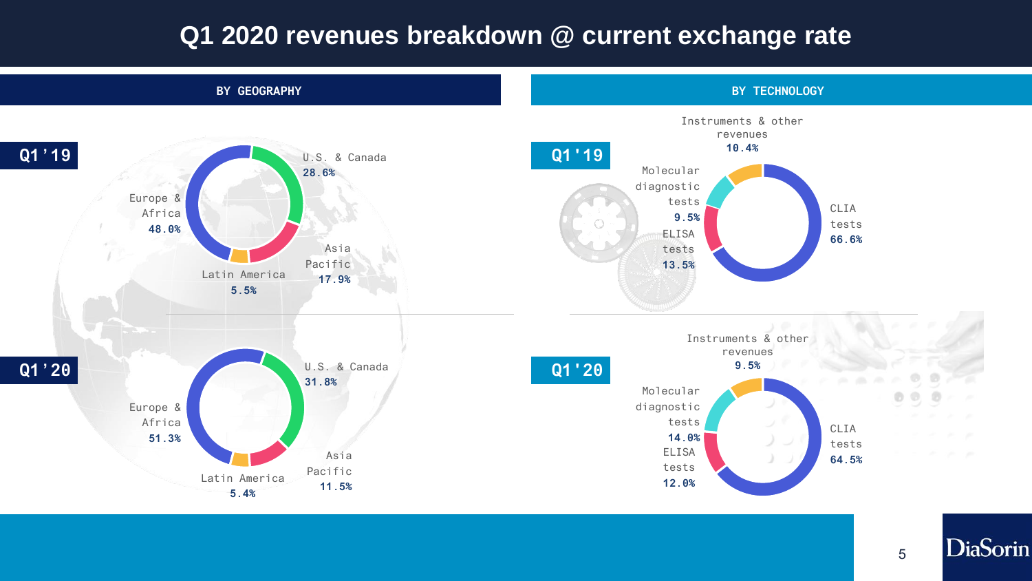# Q1 2020 revenues breakdown @ current exchange rate

## BY GEOGRAPHY

**Q1'19**

| Region | Share |
|---|---|
| Europe & Africa | 48.0% |
| U.S. & Canada | 28.6% |
| Asia Pacific | 17.9% |
| Latin America | 5.5% |

**Q1'20**

| Region | Share |
|---|---|
| Europe & Africa | 51.3% |
| U.S. & Canada | 31.8% |
| Asia Pacific | 11.5% |
| Latin America | 5.4% |

## BY TECHNOLOGY

**Q1'19**

| Technology | Share |
|---|---|
| CLIA tests | 66.6% |
| ELISA tests | 13.5% |
| Instruments & other revenues | 10.4% |
| Molecular diagnostic tests | 9.5% |

**Q1'20**

| Technology | Share |
|---|---|
| CLIA tests | 64.5% |
| Molecular diagnostic tests | 14.0% |
| ELISA tests | 12.0% |
| Instruments & other revenues | 9.5% |

DiaSorin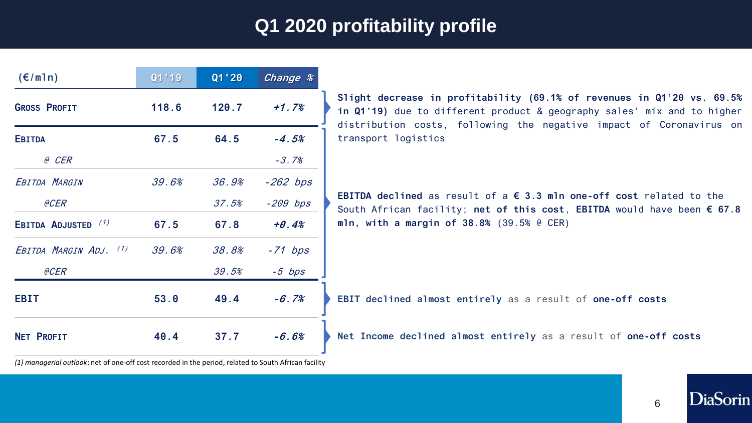# Q1 2020 profitability profile

| (€/mln) | Q1'19 | Q1'20 | *Change %* |
|---|---|---|---|
| **Gross Profit** | **118.6** | **120.7** | ***+1.7%*** |
| **EBITDA** | **67.5** | **64.5** | ***-4.5%*** |
| *@ CER* | | | *-3.7%* |
| *EBITDA Margin* | *39.6%* | *36.9%* | *-262 bps* |
| *@CER* | | *37.5%* | *-209 bps* |
| **EBITDA Adjusted** (1) | **67.5** | **67.8** | ***+0.4%*** |
| *EBITDA Margin Adj.* (1) | *39.6%* | *38.8%* | *-71 bps* |
| *@CER* | | *39.5%* | *-5 bps* |
| **EBIT** | **53.0** | **49.4** | ***-6.7%*** |
| **Net Profit** | **40.4** | **37.7** | ***-6.6%*** |

*(1) managerial outlook*: net of one-off cost recorded in the period, related to South African facility

**Slight decrease in profitability (69.1% of revenues in Q1'20 vs. 69.5% in Q1'19)** due to different product & geography sales' mix and to higher distribution costs, following the negative impact of Coronavirus on transport logistics

**EBITDA declined** as result of a **€ 3.3 mln one-off cost** related to the South African facility; **net of this cost**, **EBITDA** would have been **€ 67.8 mln, with a margin of 38.8%** (39.5% @ CER)

**EBIT declined almost entirely** as a result of **one-off costs**

**Net Income declined almost entirely** as a result of **one-off costs**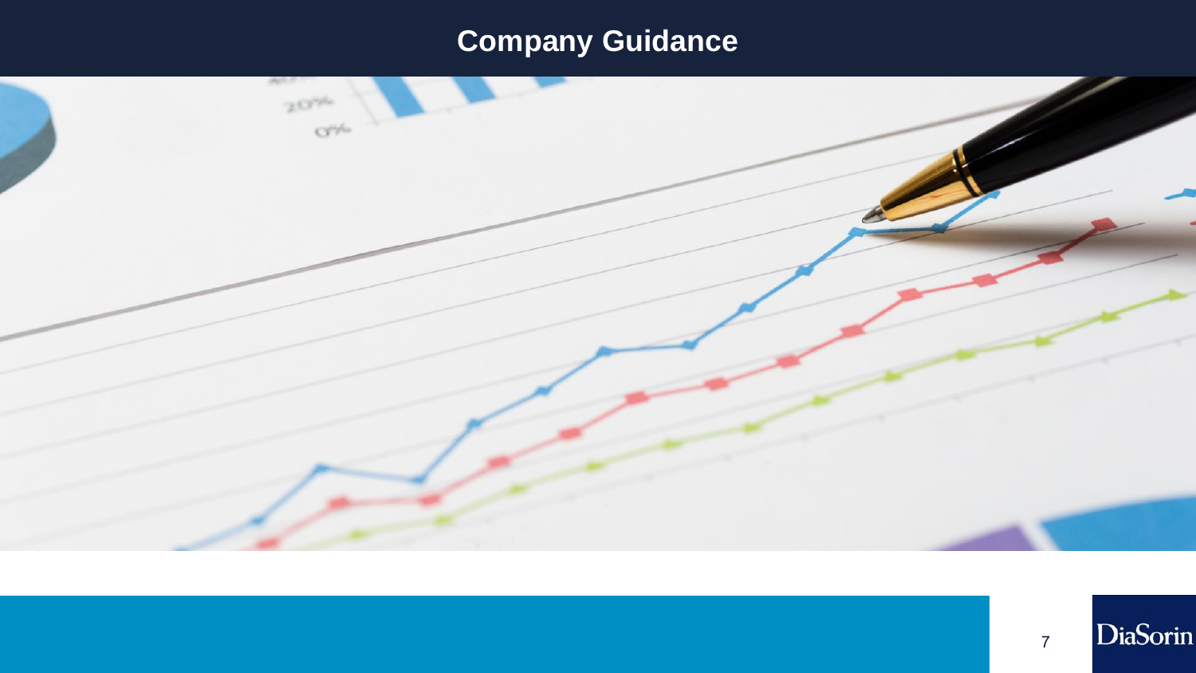# Company Guidance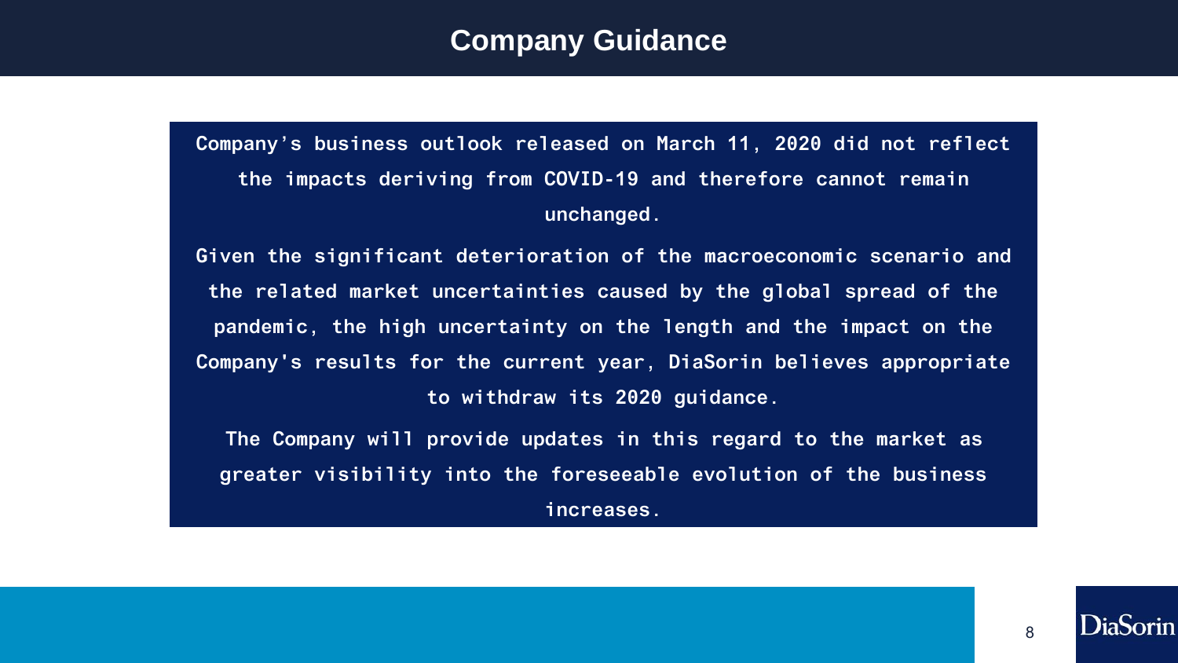# Company Guidance

**Company's business outlook released on March 11, 2020 did not reflect the impacts deriving from COVID-19 and therefore cannot remain unchanged.**

**Given the significant deterioration of the macroeconomic scenario and the related market uncertainties caused by the global spread of the pandemic, the high uncertainty on the length and the impact on the Company's results for the current year, DiaSorin believes appropriate to withdraw its 2020 guidance.**

**The Company will provide updates in this regard to the market as greater visibility into the foreseeable evolution of the business increases.**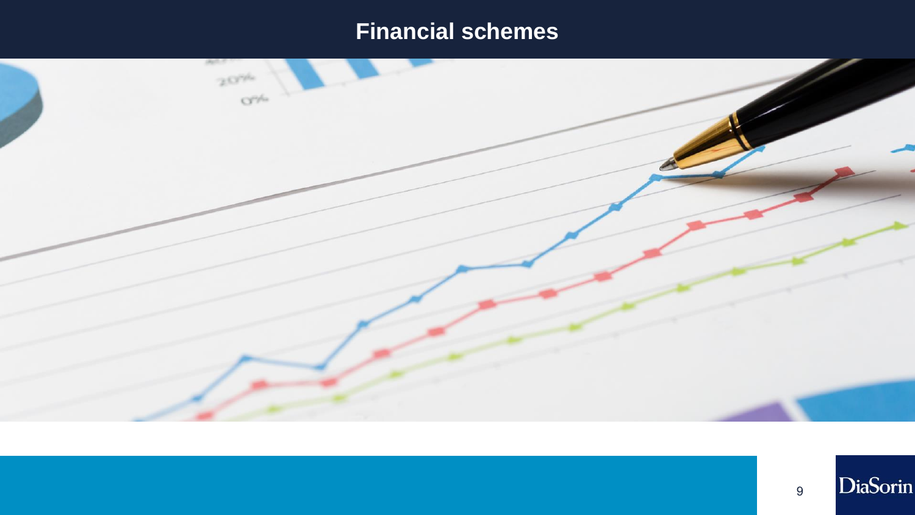# Financial schemes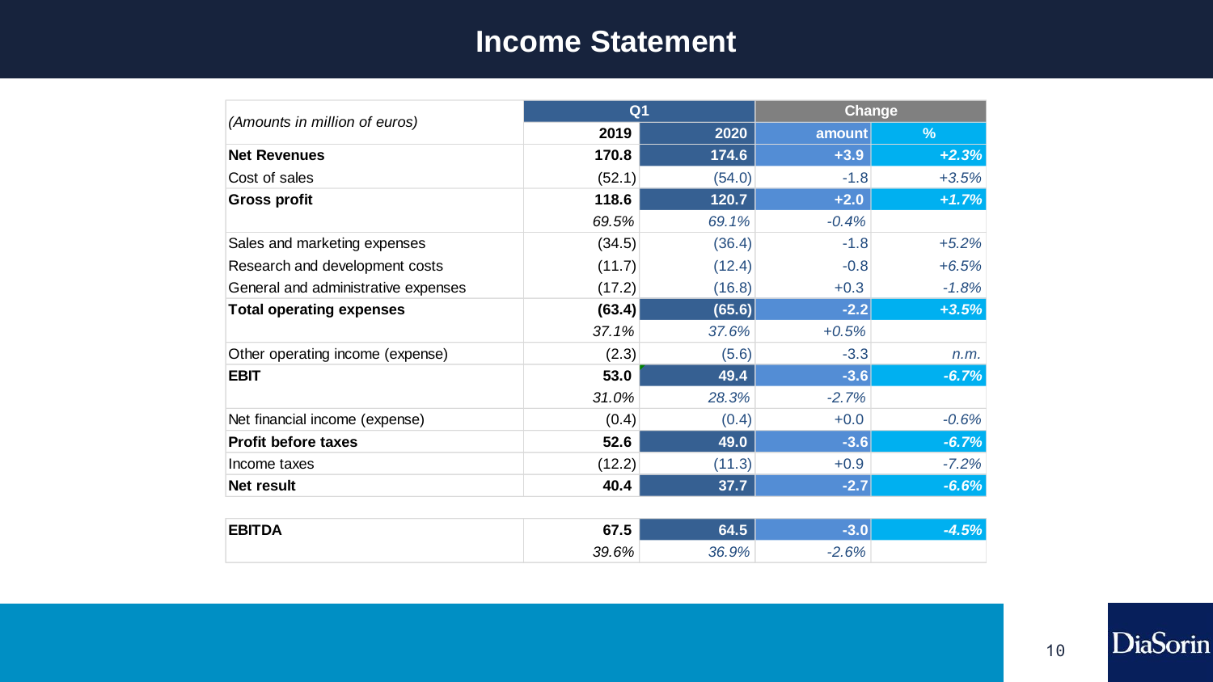# Income Statement

| (Amounts in million of euros) | Q1 | | Change | |
|---|---|---|---|---|
| | 2019 | 2020 | amount | % |
| **Net Revenues** | **170.8** | **174.6** | **+3.9** | **+2.3%** |
| Cost of sales | (52.1) | (54.0) | -1.8 | +3.5% |
| **Gross profit** | **118.6** | **120.7** | **+2.0** | **+1.7%** |
| | *69.5%* | *69.1%* | *-0.4%* | |
| Sales and marketing expenses | (34.5) | (36.4) | -1.8 | +5.2% |
| Research and development costs | (11.7) | (12.4) | -0.8 | +6.5% |
| General and administrative expenses | (17.2) | (16.8) | +0.3 | -1.8% |
| **Total operating expenses** | **(63.4)** | **(65.6)** | **-2.2** | **+3.5%** |
| | *37.1%* | *37.6%* | *+0.5%* | |
| Other operating income (expense) | (2.3) | (5.6) | -3.3 | n.m. |
| **EBIT** | **53.0** | **49.4** | **-3.6** | **-6.7%** |
| | *31.0%* | *28.3%* | *-2.7%* | |
| Net financial income (expense) | (0.4) | (0.4) | +0.0 | -0.6% |
| **Profit before taxes** | **52.6** | **49.0** | **-3.6** | **-6.7%** |
| Income taxes | (12.2) | (11.3) | +0.9 | -7.2% |
| **Net result** | **40.4** | **37.7** | **-2.7** | **-6.6%** |
| | | | | |
| **EBITDA** | **67.5** | **64.5** | **-3.0** | **-4.5%** |
| | *39.6%* | *36.9%* | *-2.6%* | |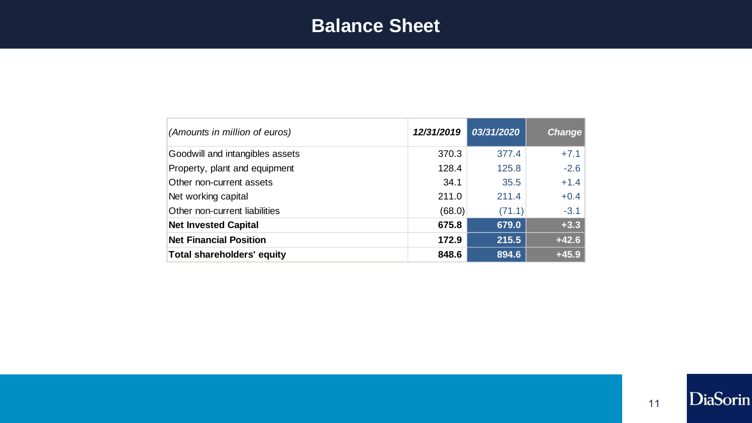# Balance Sheet

| *(Amounts in million of euros)* | ***12/31/2019*** | ***03/31/2020*** | ***Change*** |
|---|---|---|---|
| Goodwill and intangibles assets | 370.3 | 377.4 | +7.1 |
| Property, plant and equipment | 128.4 | 125.8 | -2.6 |
| Other non-current assets | 34.1 | 35.5 | +1.4 |
| Net working capital | 211.0 | 211.4 | +0.4 |
| Other non-current liabilities | (68.0) | (71.1) | -3.1 |
| **Net Invested Capital** | **675.8** | **679.0** | **+3.3** |
| **Net Financial Position** | **172.9** | **215.5** | **+42.6** |
| **Total shareholders' equity** | **848.6** | **894.6** | **+45.9** |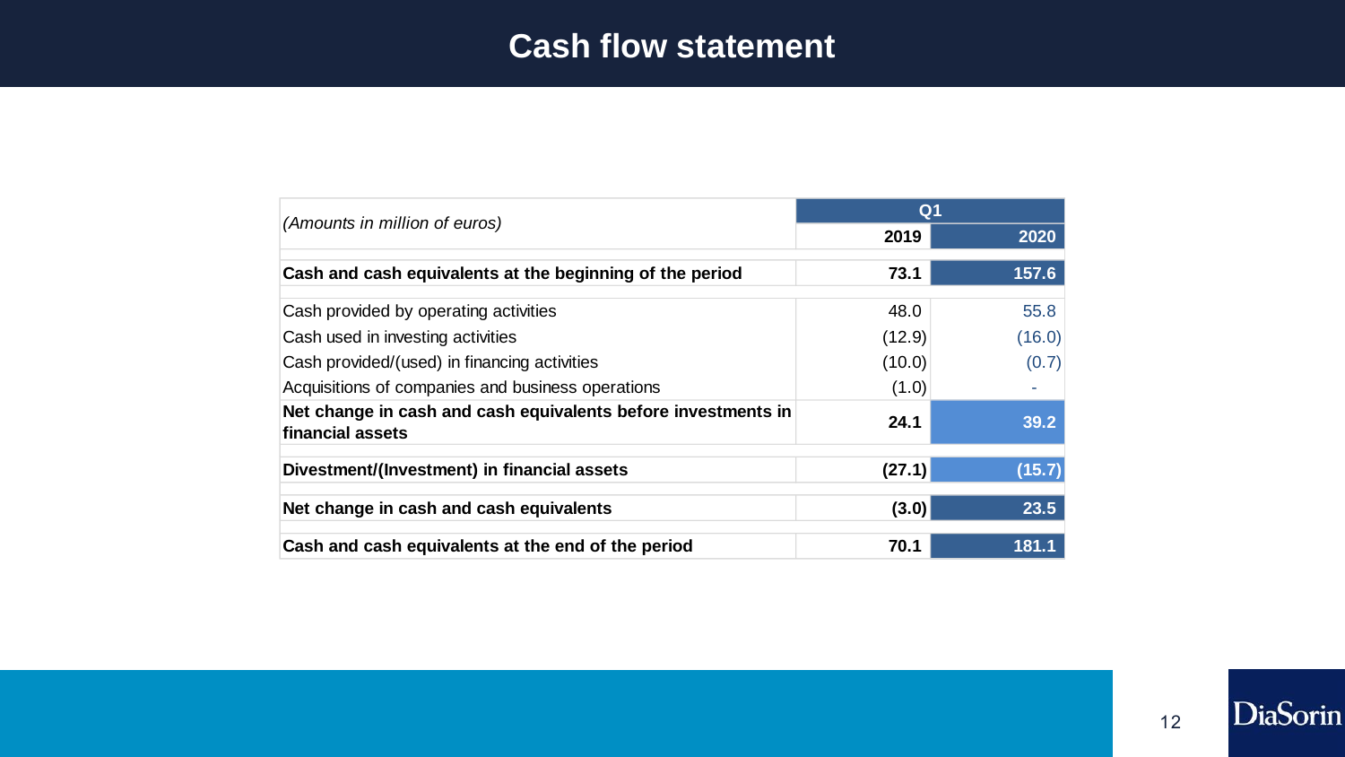# Cash flow statement

| *(Amounts in million of euros)* | Q1 | |
|---|---|---|
| | **2019** | **2020** |
| **Cash and cash equivalents at the beginning of the period** | **73.1** | **157.6** |
| Cash provided by operating activities | 48.0 | 55.8 |
| Cash used in investing activities | (12.9) | (16.0) |
| Cash provided/(used) in financing activities | (10.0) | (0.7) |
| Acquisitions of companies and business operations | (1.0) | - |
| **Net change in cash and cash equivalents before investments in financial assets** | **24.1** | **39.2** |
| **Divestment/(Investment) in financial assets** | **(27.1)** | **(15.7)** |
| **Net change in cash and cash equivalents** | **(3.0)** | **23.5** |
| **Cash and cash equivalents at the end of the period** | **70.1** | **181.1** |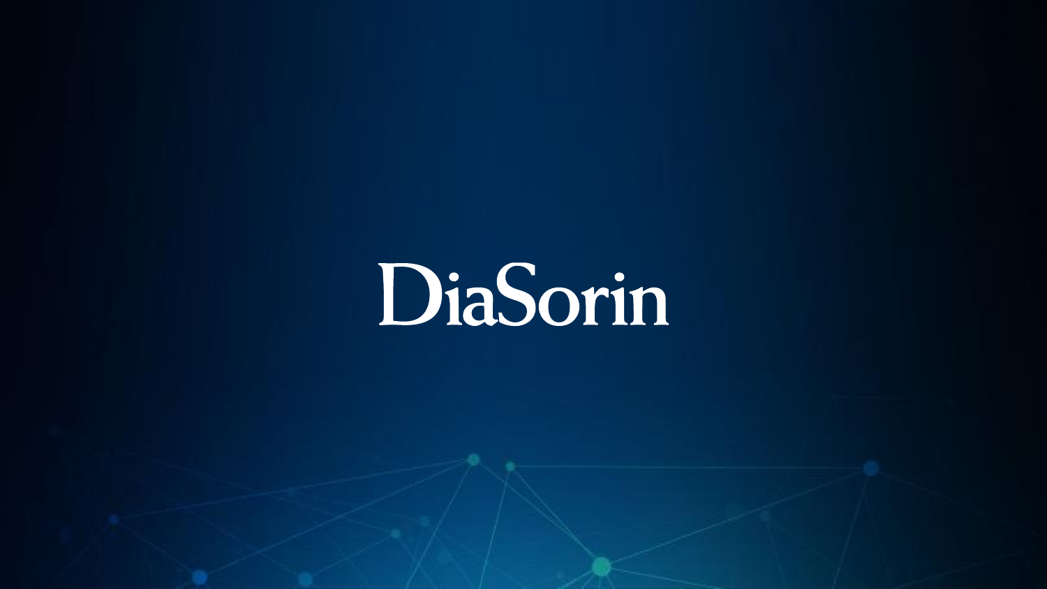DiaSorin